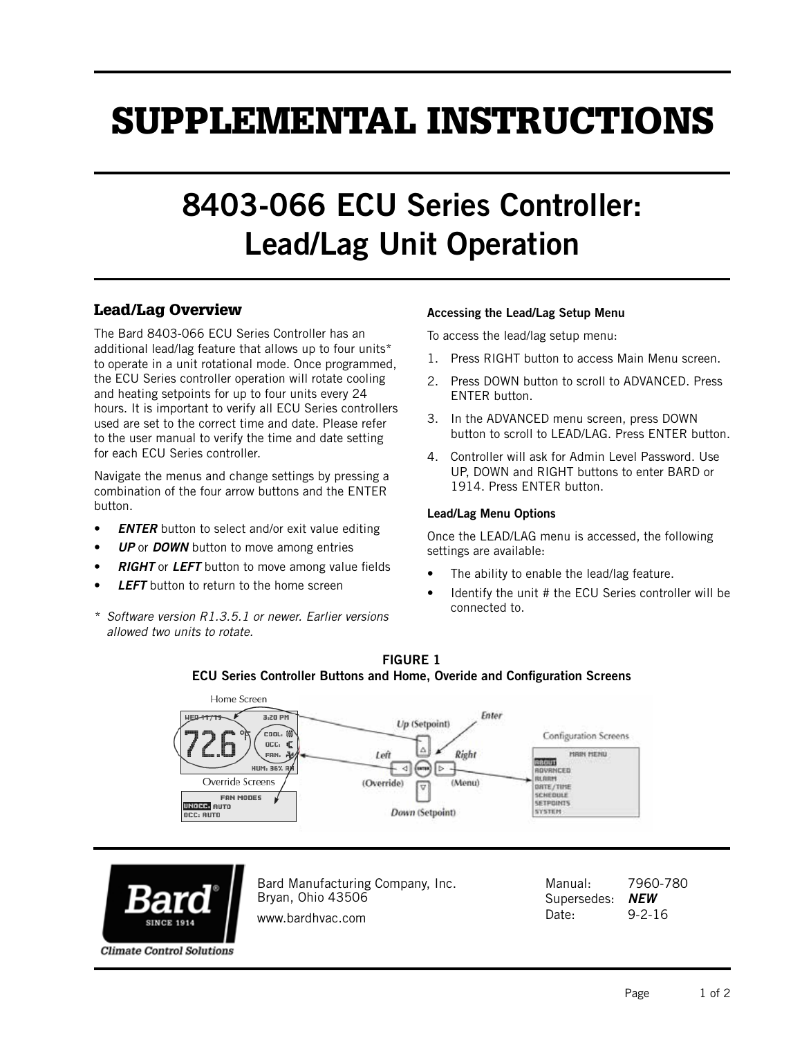# SUPPLEMENTAL INSTRUCTIONS

# 8403-066 ECU Series Controller: Lead/Lag Unit Operation

## Lead/Lag Overview

The Bard 8403-066 ECU Series Controller has an additional lead/lag feature that allows up to four units* to operate in a unit rotational mode. Once programmed, the ECU Series controller operation will rotate cooling and heating setpoints for up to four units every 24 hours. It is important to verify all ECU Series controllers used are set to the correct time and date. Please refer to the user manual to verify the time and date setting for each ECU Series controller.

Navigate the menus and change settings by pressing a combination of the four arrow buttons and the ENTER button.

- ***ENTER*** button to select and/or exit value editing
- ***UP*** or ***DOWN*** button to move among entries
- ***RIGHT*** or ***LEFT*** button to move among value fields
- ***LEFT*** button to return to the home screen

\* *Software version R1.3.5.1 or newer. Earlier versions allowed two units to rotate.*

### Accessing the Lead/Lag Setup Menu

To access the lead/lag setup menu:

1. Press RIGHT button to access Main Menu screen.
2. Press DOWN button to scroll to ADVANCED. Press ENTER button.
3. In the ADVANCED menu screen, press DOWN button to scroll to LEAD/LAG. Press ENTER button.
4. Controller will ask for Admin Level Password. Use UP, DOWN and RIGHT buttons to enter BARD or 1914. Press ENTER button.

### Lead/Lag Menu Options

Once the LEAD/LAG menu is accessed, the following settings are available:

- The ability to enable the lead/lag feature.
- Identify the unit # the ECU Series controller will be connected to.

**FIGURE 1**
**ECU Series Controller Buttons and Home, Overide and Configuration Screens**

Bard Manufacturing Company, Inc.
Bryan, Ohio 43506
www.bardhvac.com

Manual: 7960-780
Supersedes: ***NEW***
Date: 9-2-16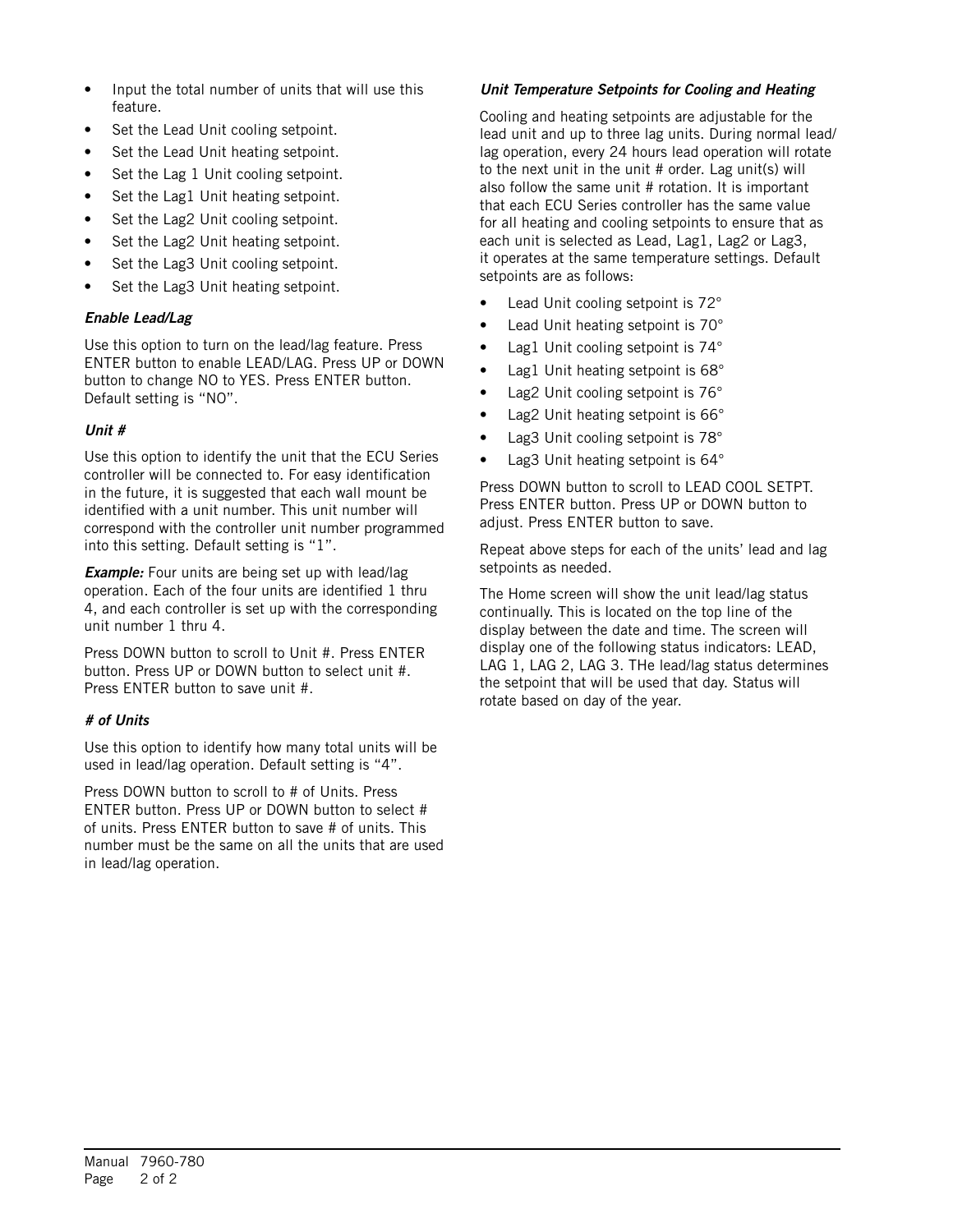- Input the total number of units that will use this feature.
- Set the Lead Unit cooling setpoint.
- Set the Lead Unit heating setpoint.
- Set the Lag 1 Unit cooling setpoint.
- Set the Lag1 Unit heating setpoint.
- Set the Lag2 Unit cooling setpoint.
- Set the Lag2 Unit heating setpoint.
- Set the Lag3 Unit cooling setpoint.
- Set the Lag3 Unit heating setpoint.

### *Enable Lead/Lag*

Use this option to turn on the lead/lag feature. Press ENTER button to enable LEAD/LAG. Press UP or DOWN button to change NO to YES. Press ENTER button. Default setting is "NO".

### *Unit #*

Use this option to identify the unit that the ECU Series controller will be connected to. For easy identification in the future, it is suggested that each wall mount be identified with a unit number. This unit number will correspond with the controller unit number programmed into this setting. Default setting is "1".

***Example:*** Four units are being set up with lead/lag operation. Each of the four units are identified 1 thru 4, and each controller is set up with the corresponding unit number 1 thru 4.

Press DOWN button to scroll to Unit #. Press ENTER button. Press UP or DOWN button to select unit #. Press ENTER button to save unit #.

### *# of Units*

Use this option to identify how many total units will be used in lead/lag operation. Default setting is "4".

Press DOWN button to scroll to # of Units. Press ENTER button. Press UP or DOWN button to select # of units. Press ENTER button to save # of units. This number must be the same on all the units that are used in lead/lag operation.

### *Unit Temperature Setpoints for Cooling and Heating*

Cooling and heating setpoints are adjustable for the lead unit and up to three lag units. During normal lead/lag operation, every 24 hours lead operation will rotate to the next unit in the unit # order. Lag unit(s) will also follow the same unit # rotation. It is important that each ECU Series controller has the same value for all heating and cooling setpoints to ensure that as each unit is selected as Lead, Lag1, Lag2 or Lag3, it operates at the same temperature settings. Default setpoints are as follows:

- Lead Unit cooling setpoint is 72°
- Lead Unit heating setpoint is 70°
- Lag1 Unit cooling setpoint is 74°
- Lag1 Unit heating setpoint is 68°
- Lag2 Unit cooling setpoint is 76°
- Lag2 Unit heating setpoint is 66°
- Lag3 Unit cooling setpoint is 78°
- Lag3 Unit heating setpoint is 64°

Press DOWN button to scroll to LEAD COOL SETPT. Press ENTER button. Press UP or DOWN button to adjust. Press ENTER button to save.

Repeat above steps for each of the units' lead and lag setpoints as needed.

The Home screen will show the unit lead/lag status continually. This is located on the top line of the display between the date and time. The screen will display one of the following status indicators: LEAD, LAG 1, LAG 2, LAG 3. THe lead/lag status determines the setpoint that will be used that day. Status will rotate based on day of the year.